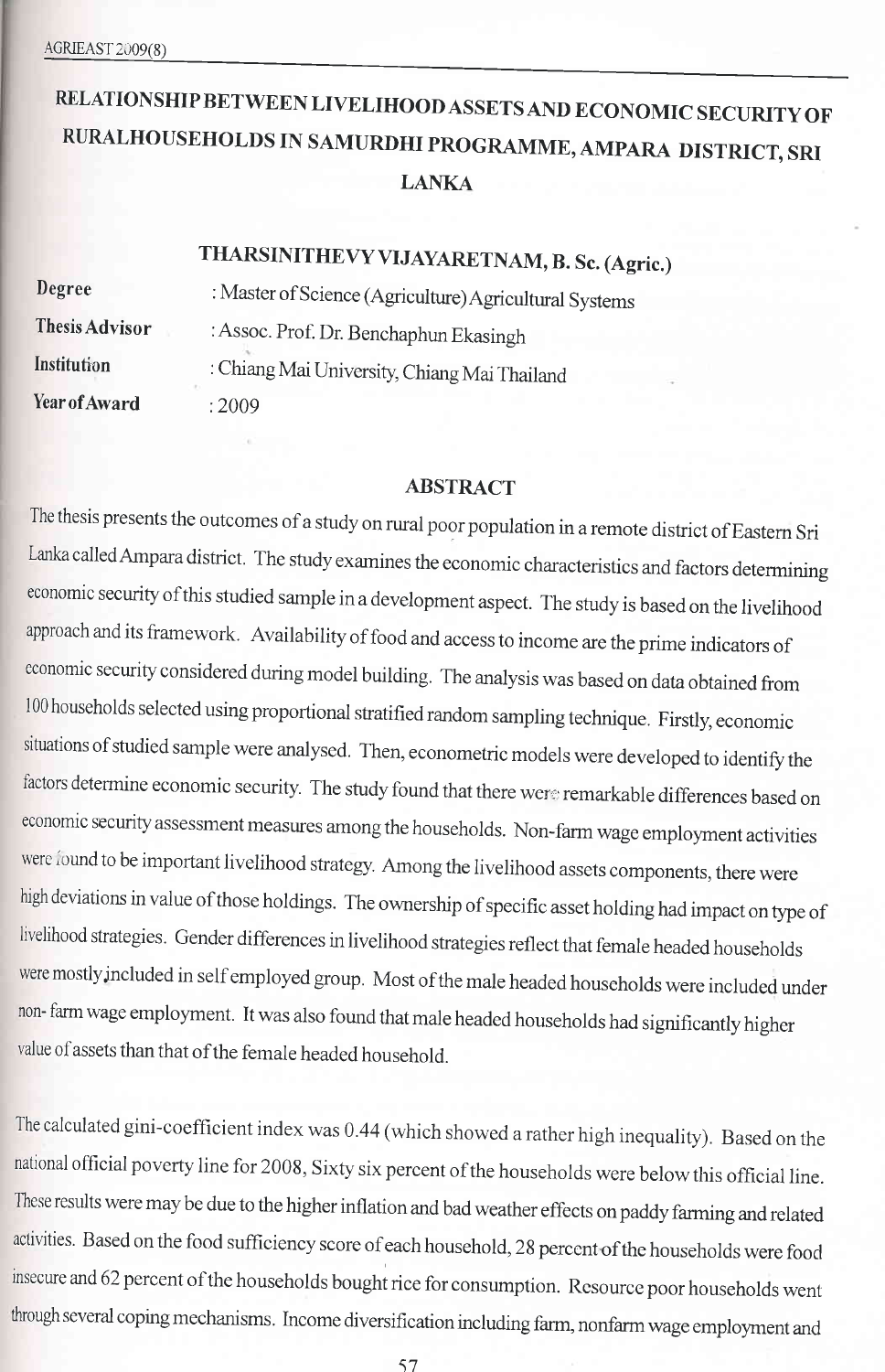# RELATIONSHIP BETWEEN LIVELIHOOD ASSETS AND ECONOMIC SECURITY OF RURALHOUSEHOLDS IN SAMURDHI PROGRAMME, AMPARA DISTRICT, SRI LANKA

**THARSINITHEVY VIJAYARETNAM, B. Sc. (Agric.)**

**Degree** : Master of Science (Agriculture) Agricultural Systems

**Thesis Advisor** : Assoc. Prof. Dr. Benchaphun Ekasingh

**Institution** : Chiang Mai University, Chiang Mai Thailand

**Year of Award** : 2009

## ABSTRACT

The thesis presents the outcomes of a study on rural poor population in a remote district of Eastern Sri Lanka called Ampara district. The study examines the economic characteristics and factors determining economic security of this studied sample in a development aspect. The study is based on the livelihood approach and its framework. Availability of food and access to income are the prime indicators of economic security considered during model building. The analysis was based on data obtained from 100 households selected using proportional stratified random sampling technique. Firstly, economic situations of studied sample were analysed. Then, econometric models were developed to identify the factors determine economic security. The study found that there were remarkable differences based on economic security assessment measures among the households. Non-farm wage employment activities were found to be important livelihood strategy. Among the livelihood assets components, there were high deviations in value of those holdings. The ownership of specific asset holding had impact on type of livelihood strategies. Gender differences in livelihood strategies reflect that female headed households were mostly included in self employed group. Most of the male headed households were included under non- farm wage employment. It was also found that male headed households had significantly higher value of assets than that of the female headed household.

The calculated gini-coefficient index was 0.44 (which showed a rather high inequality). Based on the national official poverty line for 2008, Sixty six percent of the households were below this official line. These results were may be due to the higher inflation and bad weather effects on paddy farming and related activities. Based on the food sufficiency score of each household, 28 percent of the households were food insecure and 62 percent of the households bought rice for consumption. Resource poor households went through several coping mechanisms. Income diversification including farm, nonfarm wage employment and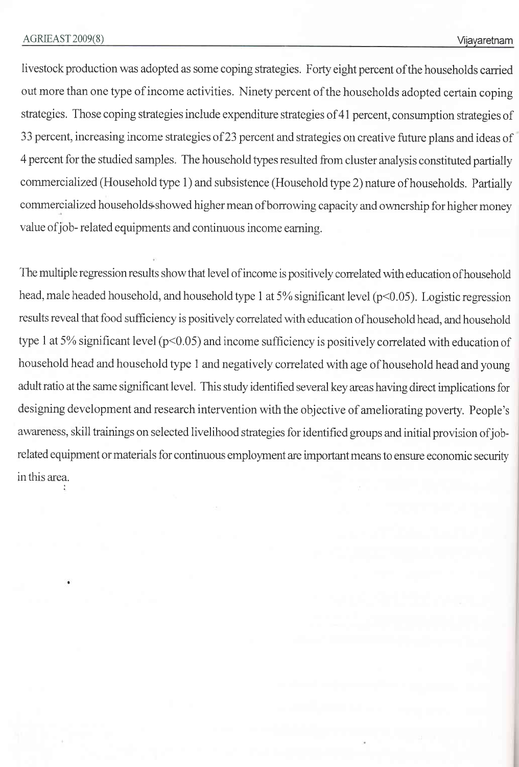livestock production was adopted as some coping strategies. Forty eight percent of the households carried out more than one type of income activities. Ninety percent of the households adopted certain coping strategies. Those coping strategies include expenditure strategies of 41 percent, consumption strategies of 33 percent, increasing income strategies of 23 percent and strategies on creative future plans and ideas of 4 percent for the studied samples. The household types resulted from cluster analysis constituted partially commercialized (Household type 1) and subsistence (Household type 2) nature of households. Partially commercialized households showed higher mean of borrowing capacity and ownership for higher money value of job- related equipments and continuous income earning.

The multiple regression results show that level of income is positively correlated with education of household head, male headed household, and household type 1 at 5% significant level ($p<0.05$). Logistic regression results reveal that food sufficiency is positively correlated with education of household head, and household type 1 at 5% significant level ($p<0.05$) and income sufficiency is positively correlated with education of household head and household type 1 and negatively correlated with age of household head and young adult ratio at the same significant level. This study identified several key areas having direct implications for designing development and research intervention with the objective of ameliorating poverty. People's awareness, skill trainings on selected livelihood strategies for identified groups and initial provision of job-related equipment or materials for continuous employment are important means to ensure economic security in this area.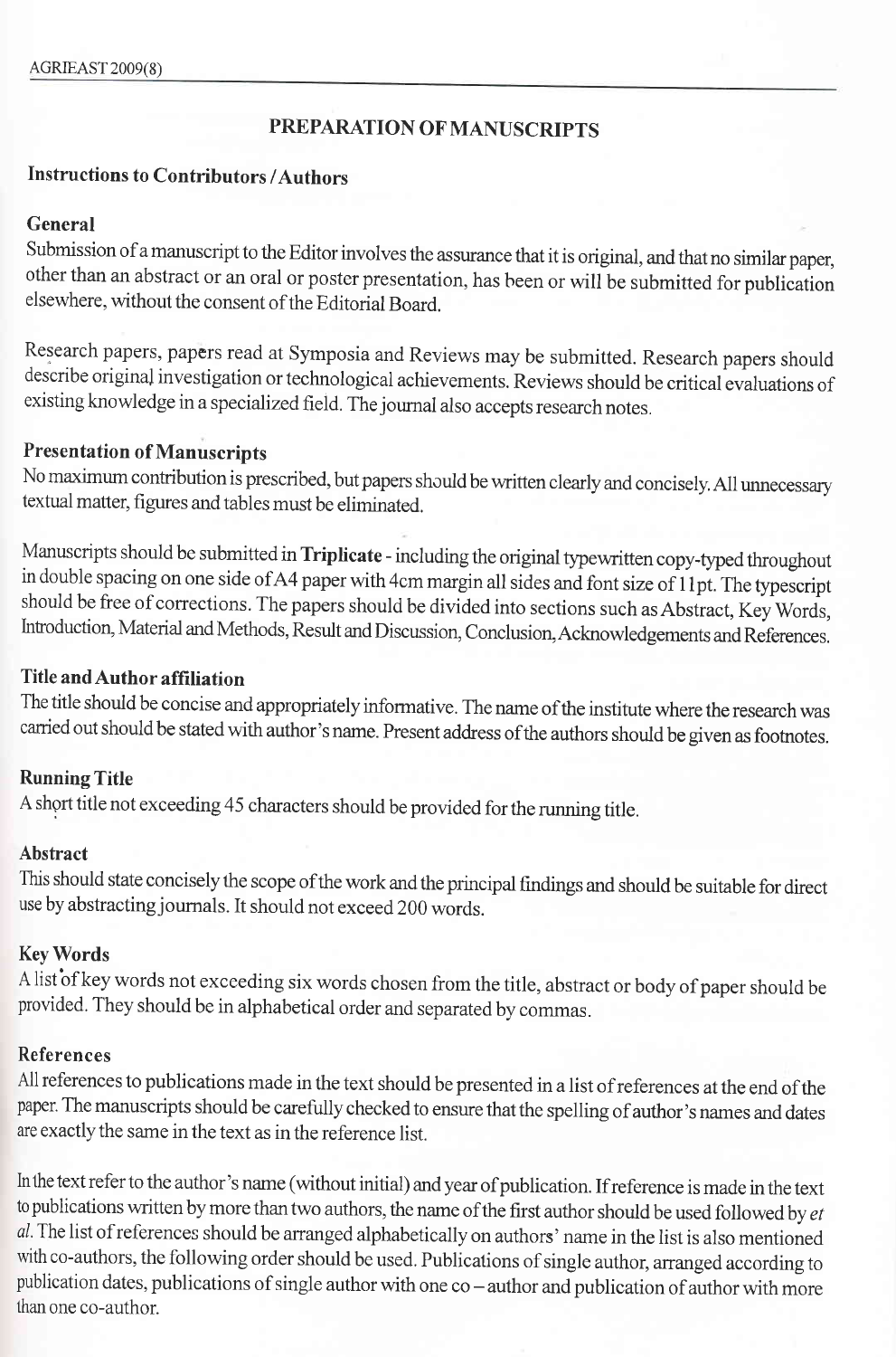## PREPARATION OF MANUSCRIPTS

### Instructions to Contributors / Authors

### General

Submission of a manuscript to the Editor involves the assurance that it is original, and that no similar paper, other than an abstract or an oral or poster presentation, has been or will be submitted for publication elsewhere, without the consent of the Editorial Board.

Research papers, papers read at Symposia and Reviews may be submitted. Research papers should describe original investigation or technological achievements. Reviews should be critical evaluations of existing knowledge in a specialized field. The journal also accepts research notes.

### Presentation of Manuscripts

No maximum contribution is prescribed, but papers should be written clearly and concisely. All unnecessary textual matter, figures and tables must be eliminated.

Manuscripts should be submitted in **Triplicate** - including the original typewritten copy-typed throughout in double spacing on one side of A4 paper with 4cm margin all sides and font size of 11pt. The typescript should be free of corrections. The papers should be divided into sections such as Abstract, Key Words, Introduction, Material and Methods, Result and Discussion, Conclusion, Acknowledgements and References.

### Title and Author affiliation

The title should be concise and appropriately informative. The name of the institute where the research was carried out should be stated with author's name. Present address of the authors should be given as footnotes.

### Running Title

A short title not exceeding 45 characters should be provided for the running title.

### Abstract

This should state concisely the scope of the work and the principal findings and should be suitable for direct use by abstracting journals. It should not exceed 200 words.

### Key Words

A list of key words not exceeding six words chosen from the title, abstract or body of paper should be provided. They should be in alphabetical order and separated by commas.

### References

All references to publications made in the text should be presented in a list of references at the end of the paper. The manuscripts should be carefully checked to ensure that the spelling of author's names and dates are exactly the same in the text as in the reference list.

In the text refer to the author's name (without initial) and year of publication. If reference is made in the text to publications written by more than two authors, the name of the first author should be used followed by *et al*. The list of references should be arranged alphabetically on authors' name in the list is also mentioned with co-authors, the following order should be used. Publications of single author, arranged according to publication dates, publications of single author with one co – author and publication of author with more than one co-author.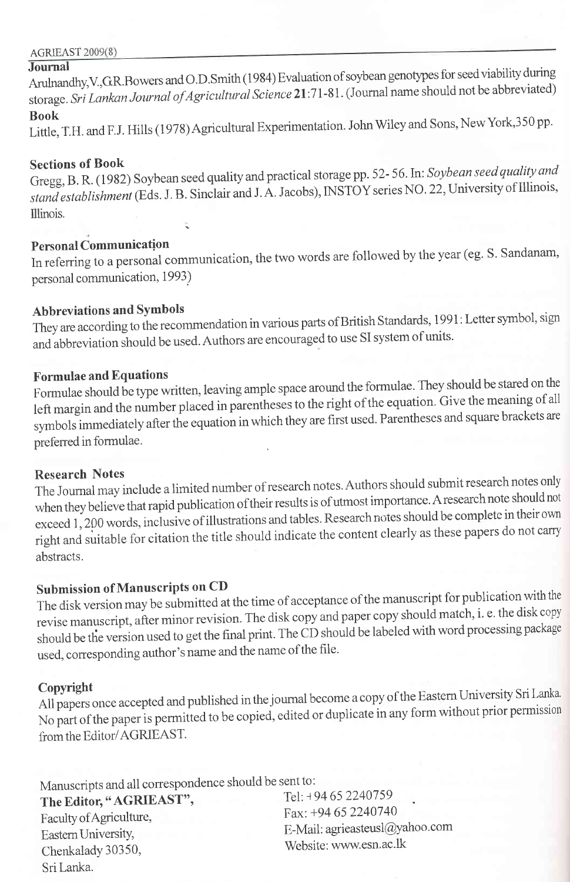### Journal

Arulnandhy,V.,G.R.Bowers and O.D.Smith (1984) Evaluation of soybean genotypes for seed viability during storage. *Sri Lankan Journal of Agricultural Science* **21**:71-81. (Journal name should not be abbreviated)

### Book

Little, T.H. and F.J. Hills (1978) Agricultural Experimentation. John Wiley and Sons, New York,350 pp.

### Sections of Book

Gregg, B. R. (1982) Soybean seed quality and practical storage pp. 52- 56. In: *Soybean seed quality and stand establishment* (Eds. J. B. Sinclair and J. A. Jacobs), INSTOY series NO. 22, University of Illinois, Illinois.

### Personal Communication

In referring to a personal communication, the two words are followed by the year (eg. S. Sandanam, personal communication, 1993)

### Abbreviations and Symbols

They are according to the recommendation in various parts of British Standards, 1991: Letter symbol, sign and abbreviation should be used. Authors are encouraged to use SI system of units.

### Formulae and Equations

Formulae should be type written, leaving ample space around the formulae. They should be stared on the left margin and the number placed in parentheses to the right of the equation. Give the meaning of all symbols immediately after the equation in which they are first used. Parentheses and square brackets are preferred in formulae.

### Research Notes

The Journal may include a limited number of research notes. Authors should submit research notes only when they believe that rapid publication of their results is of utmost importance. A research note should not exceed 1, 200 words, inclusive of illustrations and tables. Research notes should be complete in their own right and suitable for citation the title should indicate the content clearly as these papers do not carry abstracts.

### Submission of Manuscripts on CD

The disk version may be submitted at the time of acceptance of the manuscript for publication with the revise manuscript, after minor revision. The disk copy and paper copy should match, i. e. the disk copy should be the version used to get the final print. The CD should be labeled with word processing package used, corresponding author's name and the name of the file.

### Copyright

All papers once accepted and published in the journal become a copy of the Eastern University Sri Lanka. No part of the paper is permitted to be copied, edited or duplicate in any form without prior permission from the Editor/ AGRIEAST.

Manuscripts and all correspondence should be sent to:

**The Editor, "AGRIEAST",**
Faculty of Agriculture,
Eastern University,
Chenkalady 30350,
Sri Lanka.

Tel: +94 65 2240759
Fax: +94 65 2240740
E-Mail: agrieasteusl@yahoo.com
Website: www.esn.ac.lk